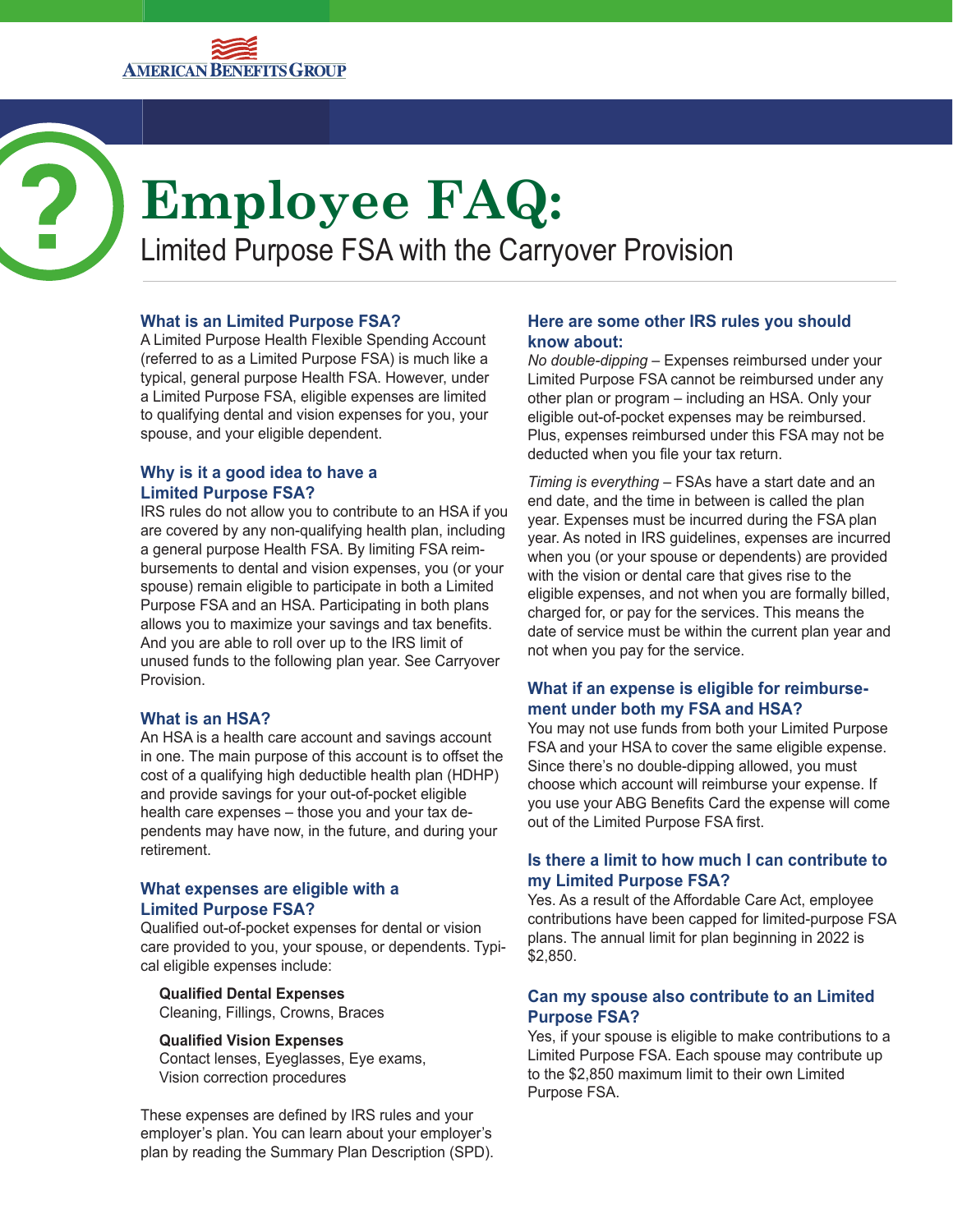# Employee FAQ:

## Limited Purpose FSA with the Carryover Provision

### What is an Limited Purpose FSA?

A Limited Purpose Health Flexible Spending Account (referred to as a Limited Purpose FSA) is much like a typical, general purpose Health FSA. However, under a Limited Purpose FSA, eligible expenses are limited to qualifying dental and vision expenses for you, your spouse, and your eligible dependent.

### Why is it a good idea to have a Limited Purpose FSA?

IRS rules do not allow you to contribute to an HSA if you are covered by any non-qualifying health plan, including a general purpose Health FSA. By limiting FSA reimbursements to dental and vision expenses, you (or your spouse) remain eligible to participate in both a Limited Purpose FSA and an HSA. Participating in both plans allows you to maximize your savings and tax benefits. And you are able to roll over up to the IRS limit of unused funds to the following plan year. See Carryover Provision.

### What is an HSA?

An HSA is a health care account and savings account in one. The main purpose of this account is to offset the cost of a qualifying high deductible health plan (HDHP) and provide savings for your out-of-pocket eligible health care expenses – those you and your tax dependents may have now, in the future, and during your retirement.

### What expenses are eligible with a Limited Purpose FSA?

Qualified out-of-pocket expenses for dental or vision care provided to you, your spouse, or dependents. Typical eligible expenses include:

**Qualified Dental Expenses**
Cleaning, Fillings, Crowns, Braces

**Qualified Vision Expenses**
Contact lenses, Eyeglasses, Eye exams, Vision correction procedures

These expenses are defined by IRS rules and your employer's plan. You can learn about your employer's plan by reading the Summary Plan Description (SPD).

### Here are some other IRS rules you should know about:

*No double-dipping* – Expenses reimbursed under your Limited Purpose FSA cannot be reimbursed under any other plan or program – including an HSA. Only your eligible out-of-pocket expenses may be reimbursed. Plus, expenses reimbursed under this FSA may not be deducted when you file your tax return.

*Timing is everything* – FSAs have a start date and an end date, and the time in between is called the plan year. Expenses must be incurred during the FSA plan year. As noted in IRS guidelines, expenses are incurred when you (or your spouse or dependents) are provided with the vision or dental care that gives rise to the eligible expenses, and not when you are formally billed, charged for, or pay for the services. This means the date of service must be within the current plan year and not when you pay for the service.

### What if an expense is eligible for reimbursement under both my FSA and HSA?

You may not use funds from both your Limited Purpose FSA and your HSA to cover the same eligible expense. Since there's no double-dipping allowed, you must choose which account will reimburse your expense. If you use your ABG Benefits Card the expense will come out of the Limited Purpose FSA first.

### Is there a limit to how much I can contribute to my Limited Purpose FSA?

Yes. As a result of the Affordable Care Act, employee contributions have been capped for limited-purpose FSA plans. The annual limit for plan beginning in 2022 is $2,850.

### Can my spouse also contribute to an Limited Purpose FSA?

Yes, if your spouse is eligible to make contributions to a Limited Purpose FSA. Each spouse may contribute up to the $2,850 maximum limit to their own Limited Purpose FSA.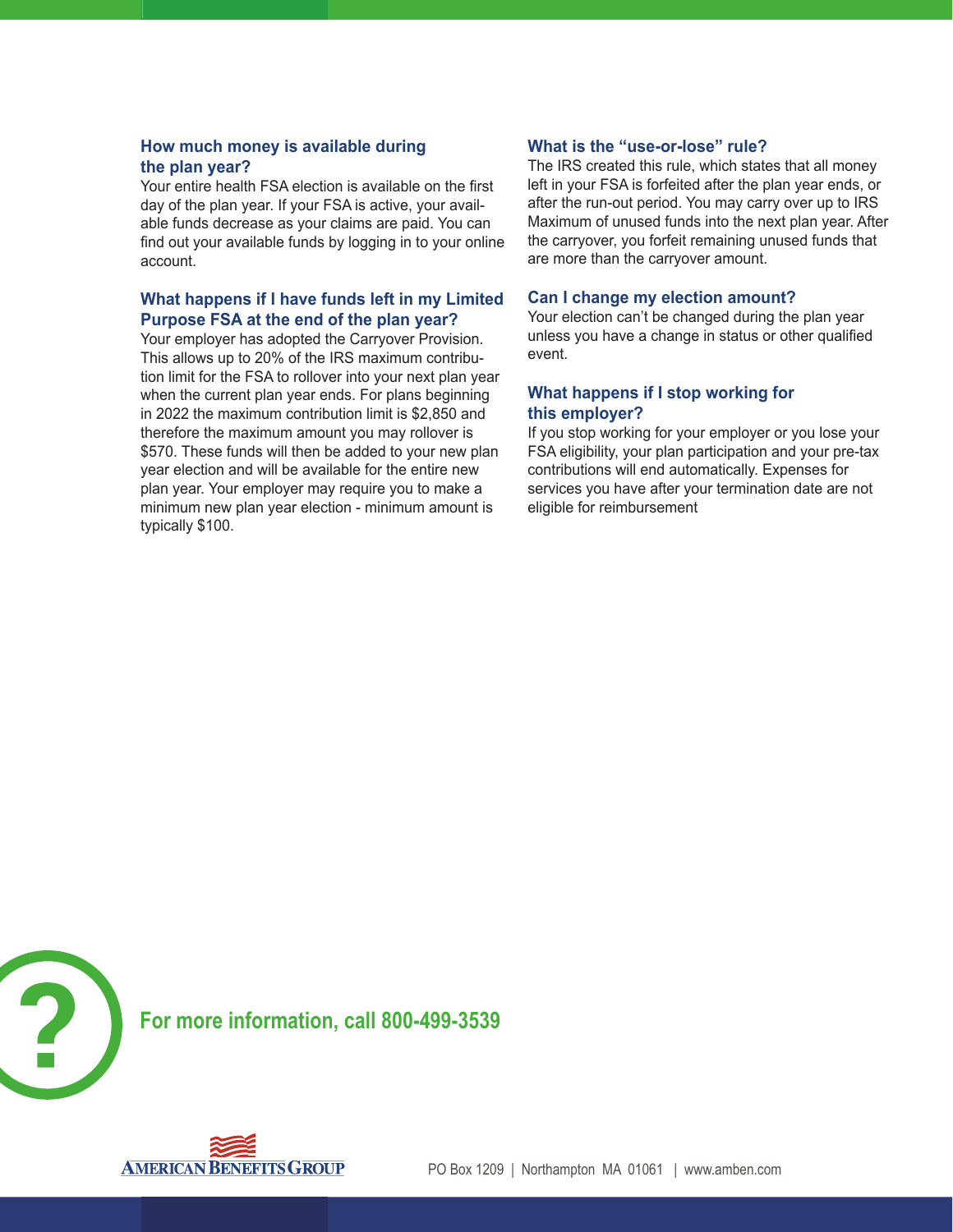### How much money is available during the plan year?

Your entire health FSA election is available on the first day of the plan year. If your FSA is active, your available funds decrease as your claims are paid. You can find out your available funds by logging in to your online account.

### What happens if I have funds left in my Limited Purpose FSA at the end of the plan year?

Your employer has adopted the Carryover Provision. This allows up to 20% of the IRS maximum contribution limit for the FSA to rollover into your next plan year when the current plan year ends. For plans beginning in 2022 the maximum contribution limit is $2,850 and therefore the maximum amount you may rollover is $570. These funds will then be added to your new plan year election and will be available for the entire new plan year. Your employer may require you to make a minimum new plan year election - minimum amount is typically $100.

### What is the "use-or-lose" rule?

The IRS created this rule, which states that all money left in your FSA is forfeited after the plan year ends, or after the run-out period. You may carry over up to IRS Maximum of unused funds into the next plan year. After the carryover, you forfeit remaining unused funds that are more than the carryover amount.

### Can I change my election amount?

Your election can't be changed during the plan year unless you have a change in status or other qualified event.

### What happens if I stop working for this employer?

If you stop working for your employer or you lose your FSA eligibility, your plan participation and your pre-tax contributions will end automatically. Expenses for services you have after your termination date are not eligible for reimbursement

## For more information, call 800-499-3539

AMERICAN BENEFITS GROUP

PO Box 1209 | Northampton MA 01061 | www.amben.com